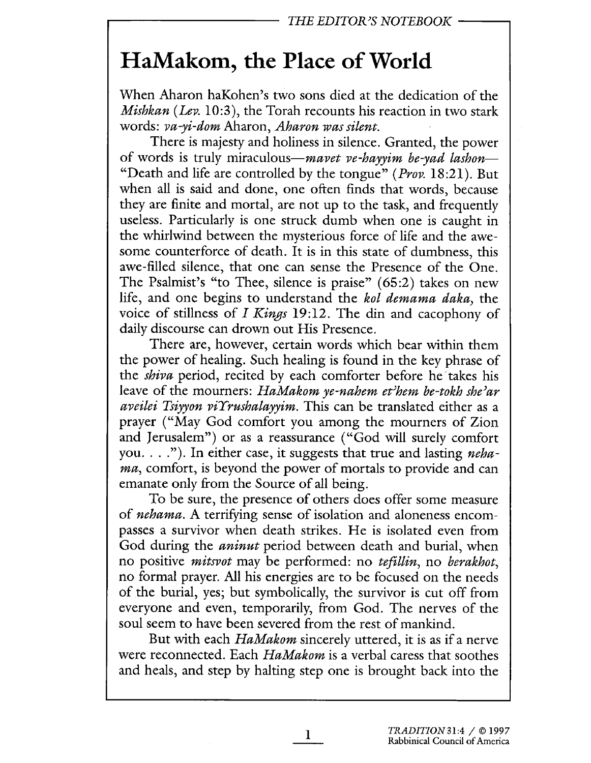THE EDITOR'S NOTEBOOK

# HaMakom, the Place of World

When Aharon haKohen's two sons died at the dedication of the *Mishkan* (*Lev.* 10:3), the Torah recounts his reaction in two stark words: *va-yi-dom* Aharon, *Aharon was silent.*

There is majesty and holiness in silence. Granted, the power of words is truly miraculous—*mavet ve-hayyim be-yad lashon*—"Death and life are controlled by the tongue" (*Prov.* 18:21). But when all is said and done, one often finds that words, because they are finite and mortal, are not up to the task, and frequently useless. Particularly is one struck dumb when one is caught in the whirlwind between the mysterious force of life and the awesome counterforce of death. It is in this state of dumbness, this awe-filled silence, that one can sense the Presence of the One. The Psalmist's "to Thee, silence is praise" (65:2) takes on new life, and one begins to understand the *kol demama daka,* the voice of stillness of *I Kings* 19:12. The din and cacophony of daily discourse can drown out His Presence.

There are, however, certain words which bear within them the power of healing. Such healing is found in the key phrase of the *shiva* period, recited by each comforter before he takes his leave of the mourners: *HaMakom ye-nahem et'hem be-tokh she'ar aveilei Tsiyyon viYrushalayyim.* This can be translated either as a prayer ("May God comfort you among the mourners of Zion and Jerusalem") or as a reassurance ("God will surely comfort you. . . ."). In either case, it suggests that true and lasting *nehama*, comfort, is beyond the power of mortals to provide and can emanate only from the Source of all being.

To be sure, the presence of others does offer some measure of *nehama*. A terrifying sense of isolation and aloneness encompasses a survivor when death strikes. He is isolated even from God during the *aninut* period between death and burial, when no positive *mitsvot* may be performed: no *tefillin*, no *berakhot*, no formal prayer. All his energies are to be focused on the needs of the burial, yes; but symbolically, the survivor is cut off from everyone and even, temporarily, from God. The nerves of the soul seem to have been severed from the rest of mankind.

But with each *HaMakom* sincerely uttered, it is as if a nerve were reconnected. Each *HaMakom* is a verbal caress that soothes and heals, and step by halting step one is brought back into the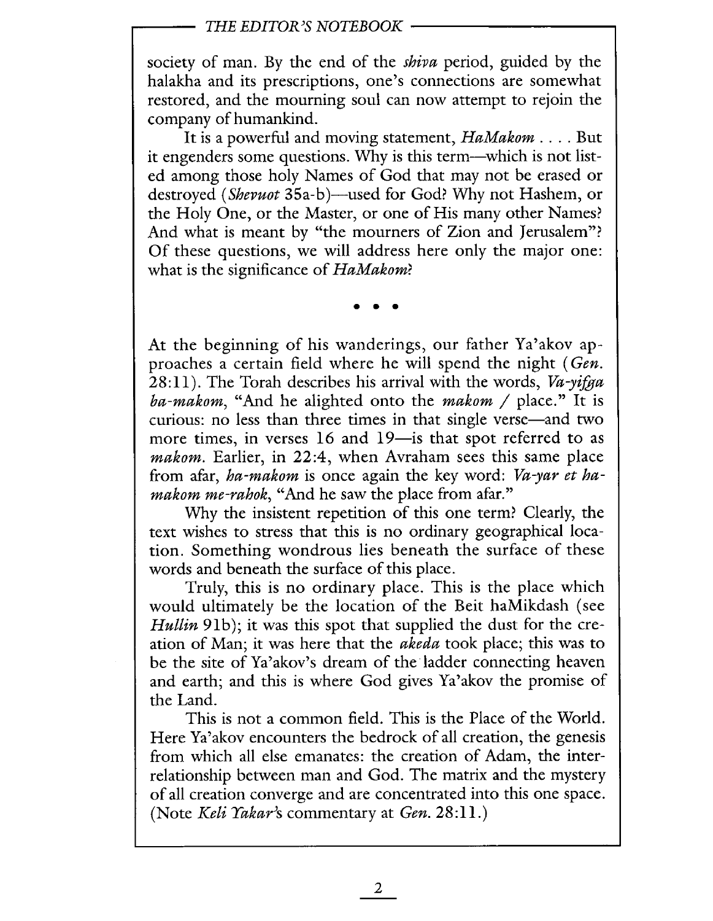society of man. By the end of the *shiva* period, guided by the halakha and its prescriptions, one's connections are somewhat restored, and the mourning soul can now attempt to rejoin the company of humankind.

It is a powerful and moving statement, *HaMakom* . . . . But it engenders some questions. Why is this term—which is not listed among those holy Names of God that may not be erased or destroyed (*Shevuot* 35a-b)—used for God? Why not Hashem, or the Holy One, or the Master, or one of His many other Names? And what is meant by "the mourners of Zion and Jerusalem"? Of these questions, we will address here only the major one: what is the significance of *HaMakom*?

• • •

At the beginning of his wanderings, our father Ya'akov approaches a certain field where he will spend the night (*Gen.* 28:11). The Torah describes his arrival with the words, *Va-yifga ba-makom*, "And he alighted onto the *makom* / place." It is curious: no less than three times in that single verse—and two more times, in verses 16 and 19—is that spot referred to as *makom*. Earlier, in 22:4, when Avraham sees this same place from afar, *ha-makom* is once again the key word: *Va-yar et ha-makom me-rahok*, "And he saw the place from afar."

Why the insistent repetition of this one term? Clearly, the text wishes to stress that this is no ordinary geographical location. Something wondrous lies beneath the surface of these words and beneath the surface of this place.

Truly, this is no ordinary place. This is the place which would ultimately be the location of the Beit haMikdash (see *Hullin* 91b); it was this spot that supplied the dust for the creation of Man; it was here that the *akeda* took place; this was to be the site of Ya'akov's dream of the ladder connecting heaven and earth; and this is where God gives Ya'akov the promise of the Land.

This is not a common field. This is the Place of the World. Here Ya'akov encounters the bedrock of all creation, the genesis from which all else emanates: the creation of Adam, the interrelationship between man and God. The matrix and the mystery of all creation converge and are concentrated into this one space. (Note *Keli Yakar*'s commentary at *Gen.* 28:11.)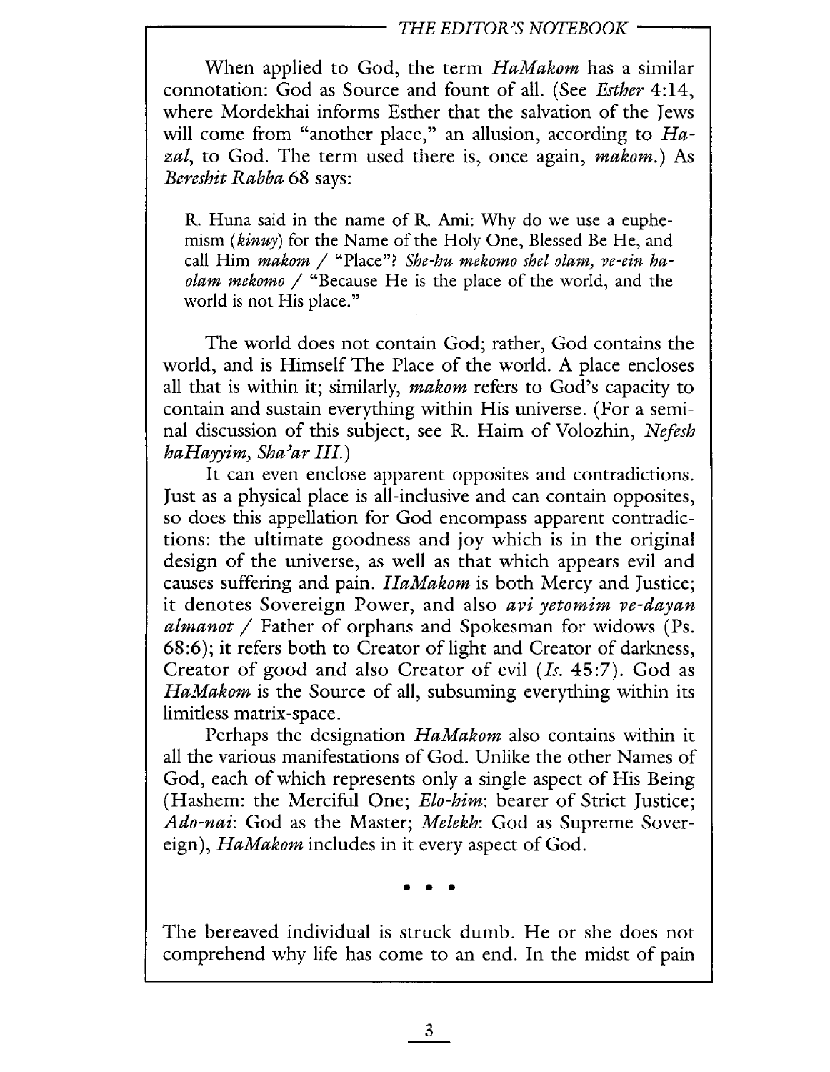When applied to God, the term *HaMakom* has a similar connotation: God as Source and fount of all. (See *Esther* 4:14, where Mordekhai informs Esther that the salvation of the Jews will come from "another place," an allusion, according to *Hazal*, to God. The term used there is, once again, *makom*.) As *Bereshit Rabba* 68 says:

> R. Huna said in the name of R. Ami: Why do we use a euphemism (*kinuy*) for the Name of the Holy One, Blessed Be He, and call Him *makom* / "Place"? *She-hu mekomo shel olam, ve-ein ha-olam mekomo* / "Because He is the place of the world, and the world is not His place."

The world does not contain God; rather, God contains the world, and is Himself The Place of the world. A place encloses all that is within it; similarly, *makom* refers to God's capacity to contain and sustain everything within His universe. (For a seminal discussion of this subject, see R. Haim of Volozhin, *Nefesh haHayyim, Sha'ar III*.)

It can even enclose apparent opposites and contradictions. Just as a physical place is all-inclusive and can contain opposites, so does this appellation for God encompass apparent contradictions: the ultimate goodness and joy which is in the original design of the universe, as well as that which appears evil and causes suffering and pain. *HaMakom* is both Mercy and Justice; it denotes Sovereign Power, and also *avi yetomim ve-dayan almanot* / Father of orphans and Spokesman for widows (Ps. 68:6); it refers both to Creator of light and Creator of darkness, Creator of good and also Creator of evil (*Is.* 45:7). God as *HaMakom* is the Source of all, subsuming everything within its limitless matrix-space.

Perhaps the designation *HaMakom* also contains within it all the various manifestations of God. Unlike the other Names of God, each of which represents only a single aspect of His Being (Hashem: the Merciful One; *Elo-him*: bearer of Strict Justice; *Ado-nai*: God as the Master; *Melekh*: God as Supreme Sovereign), *HaMakom* includes in it every aspect of God.

• • •

The bereaved individual is struck dumb. He or she does not comprehend why life has come to an end. In the midst of pain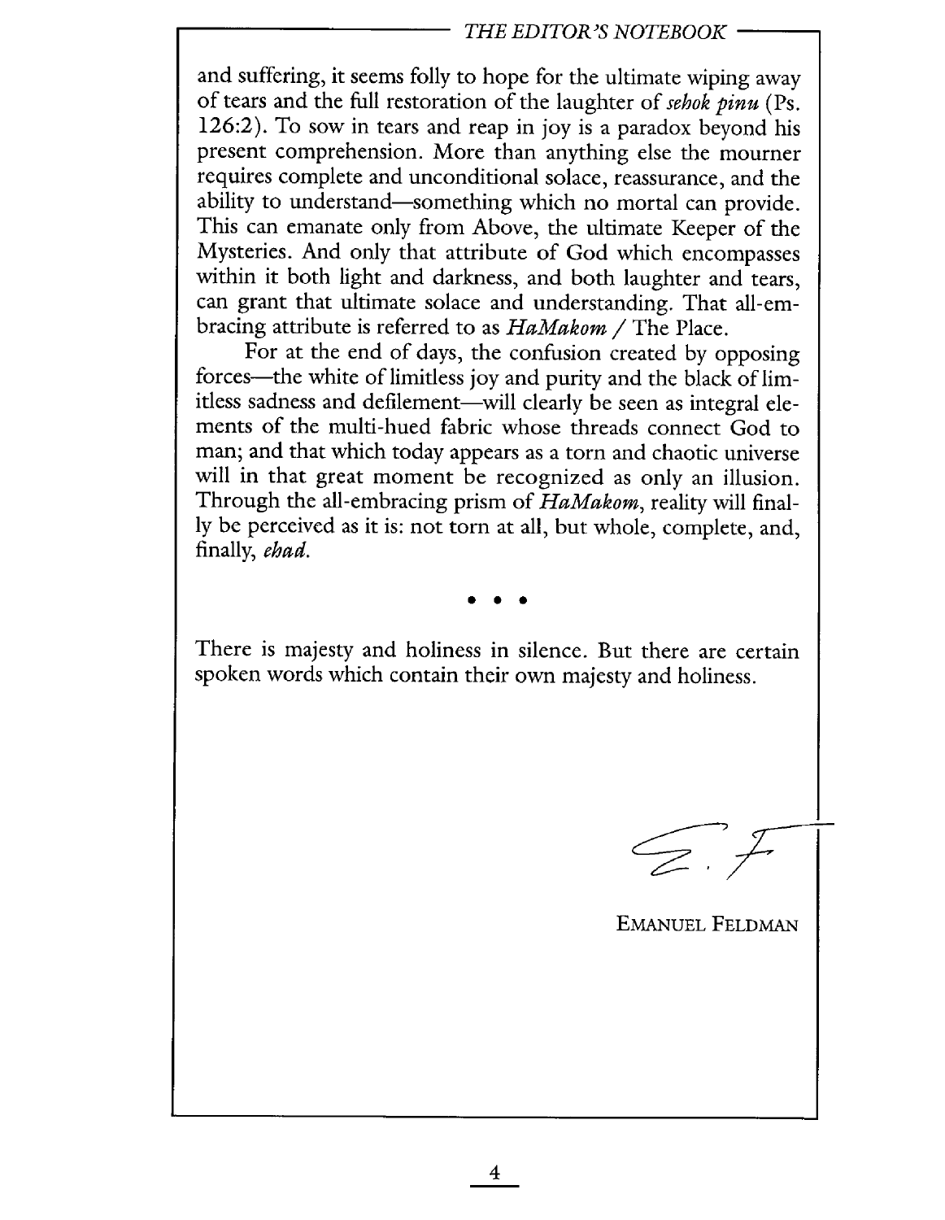and suffering, it seems folly to hope for the ultimate wiping away of tears and the full restoration of the laughter of *sehok pinu* (Ps. 126:2). To sow in tears and reap in joy is a paradox beyond his present comprehension. More than anything else the mourner requires complete and unconditional solace, reassurance, and the ability to understand—something which no mortal can provide. This can emanate only from Above, the ultimate Keeper of the Mysteries. And only that attribute of God which encompasses within it both light and darkness, and both laughter and tears, can grant that ultimate solace and understanding. That all-embracing attribute is referred to as *HaMakom* / The Place.

For at the end of days, the confusion created by opposing forces—the white of limitless joy and purity and the black of limitless sadness and defilement—will clearly be seen as integral elements of the multi-hued fabric whose threads connect God to man; and that which today appears as a torn and chaotic universe will in that great moment be recognized as only an illusion. Through the all-embracing prism of *HaMakom*, reality will finally be perceived as it is: not torn at all, but whole, complete, and, finally, *ehad*.

• • •

There is majesty and holiness in silence. But there are certain spoken words which contain their own majesty and holiness.

E. F.

EMANUEL FELDMAN